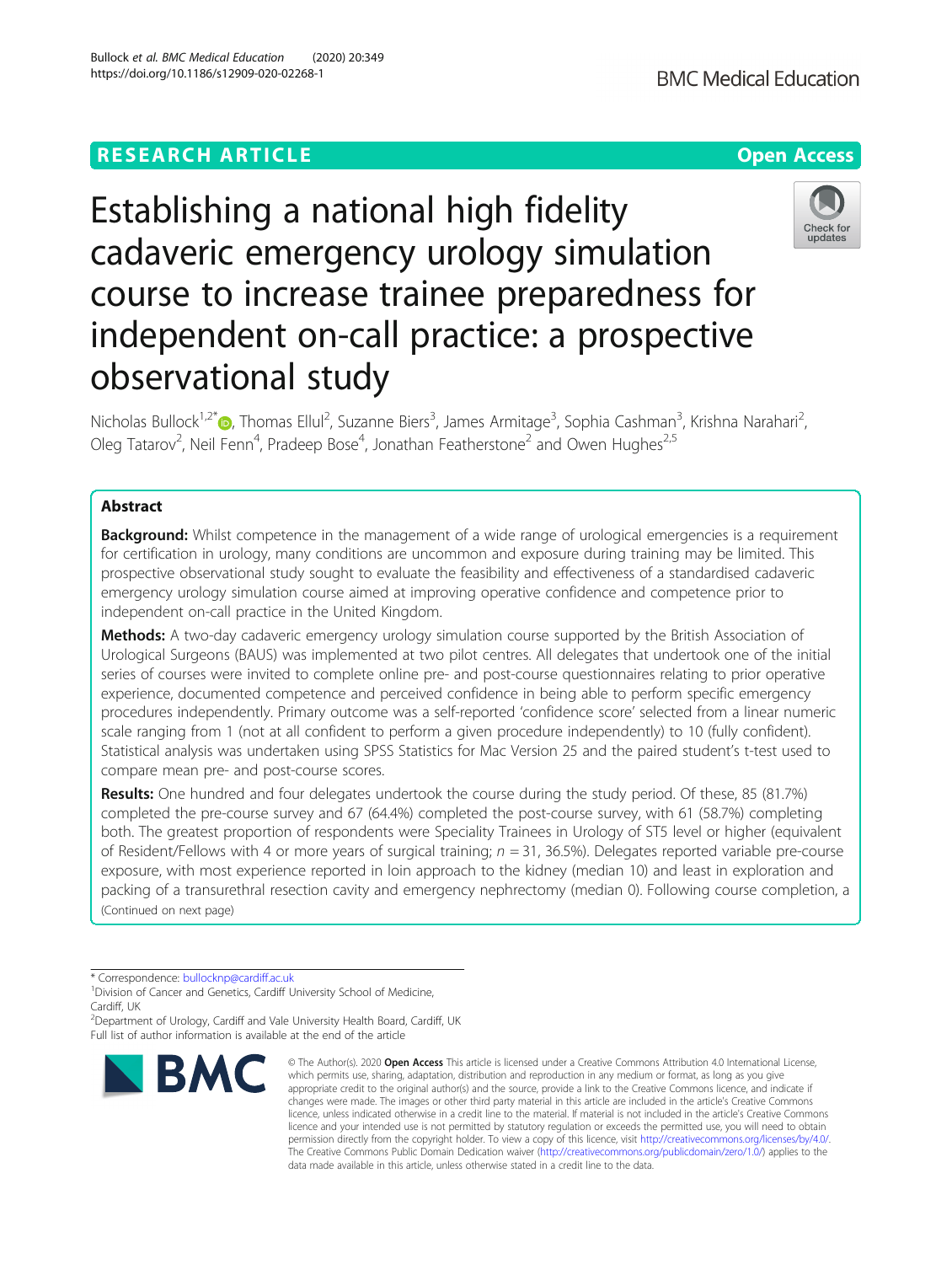RESEARCH ARTICLE

Open Access

# Establishing a national high fidelity cadaveric emergency urology simulation course to increase trainee preparedness for independent on-call practice: a prospective observational study

Nicholas Bullock[1,2*], Thomas Ellul[2], Suzanne Biers[3], James Armitage[3], Sophia Cashman[3], Krishna Narahari[2], Oleg Tatarov[2], Neil Fenn[4], Pradeep Bose[4], Jonathan Featherstone[2] and Owen Hughes[2,5]

## Abstract

**Background:** Whilst competence in the management of a wide range of urological emergencies is a requirement for certification in urology, many conditions are uncommon and exposure during training may be limited. This prospective observational study sought to evaluate the feasibility and effectiveness of a standardised cadaveric emergency urology simulation course aimed at improving operative confidence and competence prior to independent on-call practice in the United Kingdom.

**Methods:** A two-day cadaveric emergency urology simulation course supported by the British Association of Urological Surgeons (BAUS) was implemented at two pilot centres. All delegates that undertook one of the initial series of courses were invited to complete online pre- and post-course questionnaires relating to prior operative experience, documented competence and perceived confidence in being able to perform specific emergency procedures independently. Primary outcome was a self-reported 'confidence score' selected from a linear numeric scale ranging from 1 (not at all confident to perform a given procedure independently) to 10 (fully confident). Statistical analysis was undertaken using SPSS Statistics for Mac Version 25 and the paired student's t-test used to compare mean pre- and post-course scores.

**Results:** One hundred and four delegates undertook the course during the study period. Of these, 85 (81.7%) completed the pre-course survey and 67 (64.4%) completed the post-course survey, with 61 (58.7%) completing both. The greatest proportion of respondents were Speciality Trainees in Urology of ST5 level or higher (equivalent of Resident/Fellows with 4 or more years of surgical training; $n = 31$, 36.5%). Delegates reported variable pre-course exposure, with most experience reported in loin approach to the kidney (median 10) and least in exploration and packing of a transurethral resection cavity and emergency nephrectomy (median 0). Following course completion, a

(Continued on next page)

* Correspondence: bullocknp@cardiff.ac.uk

[1]Division of Cancer and Genetics, Cardiff University School of Medicine, Cardiff, UK

[2]Department of Urology, Cardiff and Vale University Health Board, Cardiff, UK

Full list of author information is available at the end of the article

© The Author(s). 2020 **Open Access** This article is licensed under a Creative Commons Attribution 4.0 International License, which permits use, sharing, adaptation, distribution and reproduction in any medium or format, as long as you give appropriate credit to the original author(s) and the source, provide a link to the Creative Commons licence, and indicate if changes were made. The images or other third party material in this article are included in the article's Creative Commons licence, unless indicated otherwise in a credit line to the material. If material is not included in the article's Creative Commons licence and your intended use is not permitted by statutory regulation or exceeds the permitted use, you will need to obtain permission directly from the copyright holder. To view a copy of this licence, visit http://creativecommons.org/licenses/by/4.0/. The Creative Commons Public Domain Dedication waiver (http://creativecommons.org/publicdomain/zero/1.0/) applies to the data made available in this article, unless otherwise stated in a credit line to the data.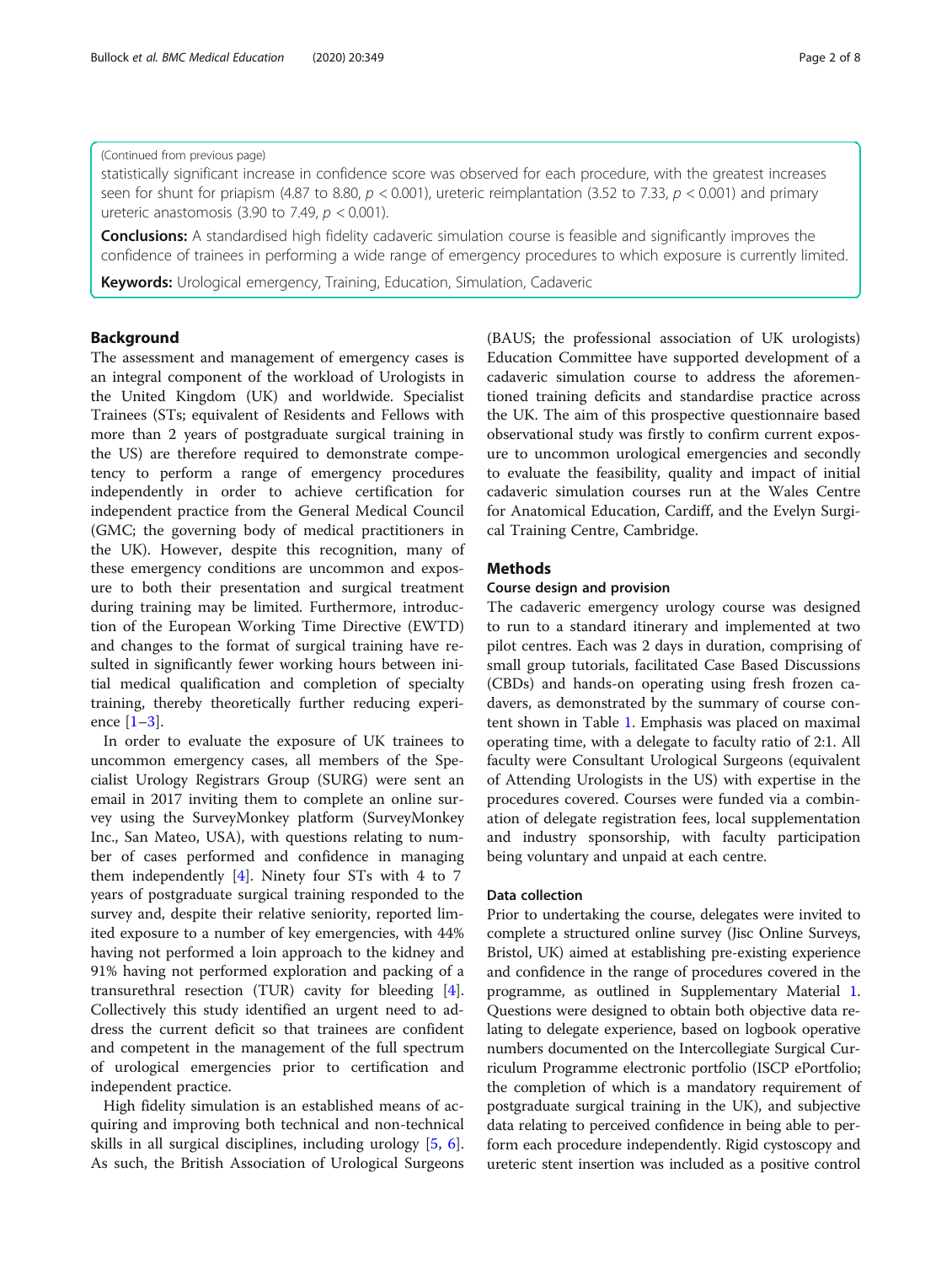(Continued from previous page)

statistically significant increase in confidence score was observed for each procedure, with the greatest increases seen for shunt for priapism (4.87 to 8.80, $p < 0.001$), ureteric reimplantation (3.52 to 7.33, $p < 0.001$) and primary ureteric anastomosis (3.90 to 7.49, $p < 0.001$).

**Conclusions:** A standardised high fidelity cadaveric simulation course is feasible and significantly improves the confidence of trainees in performing a wide range of emergency procedures to which exposure is currently limited.

**Keywords:** Urological emergency, Training, Education, Simulation, Cadaveric

## Background

The assessment and management of emergency cases is an integral component of the workload of Urologists in the United Kingdom (UK) and worldwide. Specialist Trainees (STs; equivalent of Residents and Fellows with more than 2 years of postgraduate surgical training in the US) are therefore required to demonstrate competency to perform a range of emergency procedures independently in order to achieve certification for independent practice from the General Medical Council (GMC; the governing body of medical practitioners in the UK). However, despite this recognition, many of these emergency conditions are uncommon and exposure to both their presentation and surgical treatment during training may be limited. Furthermore, introduction of the European Working Time Directive (EWTD) and changes to the format of surgical training have resulted in significantly fewer working hours between initial medical qualification and completion of specialty training, thereby theoretically further reducing experience [1–3].

In order to evaluate the exposure of UK trainees to uncommon emergency cases, all members of the Specialist Urology Registrars Group (SURG) were sent an email in 2017 inviting them to complete an online survey using the SurveyMonkey platform (SurveyMonkey Inc., San Mateo, USA), with questions relating to number of cases performed and confidence in managing them independently [4]. Ninety four STs with 4 to 7 years of postgraduate surgical training responded to the survey and, despite their relative seniority, reported limited exposure to a number of key emergencies, with 44% having not performed a loin approach to the kidney and 91% having not performed exploration and packing of a transurethral resection (TUR) cavity for bleeding [4]. Collectively this study identified an urgent need to address the current deficit so that trainees are confident and competent in the management of the full spectrum of urological emergencies prior to certification and independent practice.

High fidelity simulation is an established means of acquiring and improving both technical and non-technical skills in all surgical disciplines, including urology [5, 6]. As such, the British Association of Urological Surgeons (BAUS; the professional association of UK urologists) Education Committee have supported development of a cadaveric simulation course to address the aforementioned training deficits and standardise practice across the UK. The aim of this prospective questionnaire based observational study was firstly to confirm current exposure to uncommon urological emergencies and secondly to evaluate the feasibility, quality and impact of initial cadaveric simulation courses run at the Wales Centre for Anatomical Education, Cardiff, and the Evelyn Surgical Training Centre, Cambridge.

## Methods

### Course design and provision

The cadaveric emergency urology course was designed to run to a standard itinerary and implemented at two pilot centres. Each was 2 days in duration, comprising of small group tutorials, facilitated Case Based Discussions (CBDs) and hands-on operating using fresh frozen cadavers, as demonstrated by the summary of course content shown in Table 1. Emphasis was placed on maximal operating time, with a delegate to faculty ratio of 2:1. All faculty were Consultant Urological Surgeons (equivalent of Attending Urologists in the US) with expertise in the procedures covered. Courses were funded via a combination of delegate registration fees, local supplementation and industry sponsorship, with faculty participation being voluntary and unpaid at each centre.

### Data collection

Prior to undertaking the course, delegates were invited to complete a structured online survey (Jisc Online Surveys, Bristol, UK) aimed at establishing pre-existing experience and confidence in the range of procedures covered in the programme, as outlined in Supplementary Material 1. Questions were designed to obtain both objective data relating to delegate experience, based on logbook operative numbers documented on the Intercollegiate Surgical Curriculum Programme electronic portfolio (ISCP ePortfolio; the completion of which is a mandatory requirement of postgraduate surgical training in the UK), and subjective data relating to perceived confidence in being able to perform each procedure independently. Rigid cystoscopy and ureteric stent insertion was included as a positive control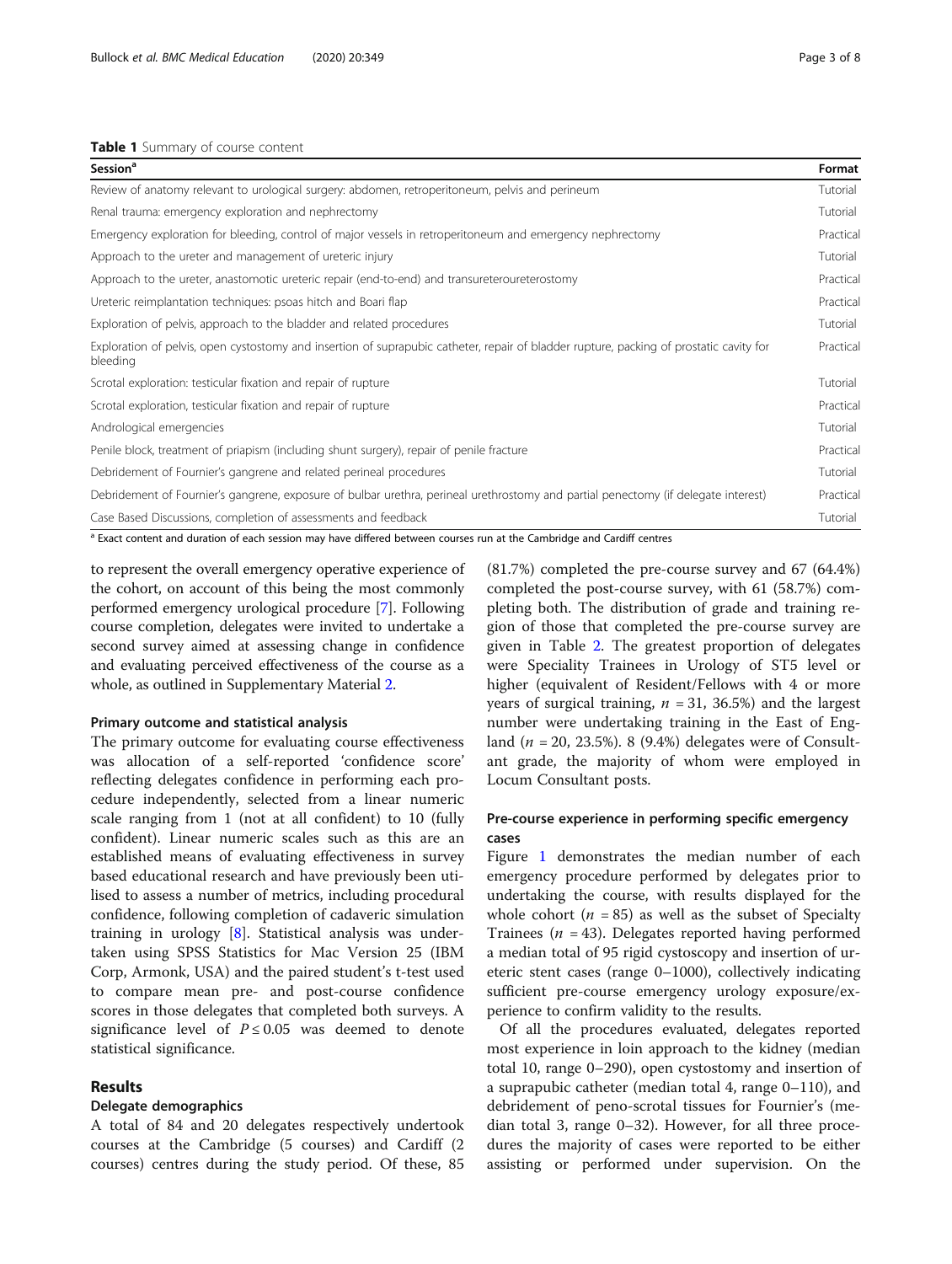**Table 1** Summary of course content

| Session[a] | Format |
|---|---|
| Review of anatomy relevant to urological surgery: abdomen, retroperitoneum, pelvis and perineum | Tutorial |
| Renal trauma: emergency exploration and nephrectomy | Tutorial |
| Emergency exploration for bleeding, control of major vessels in retroperitoneum and emergency nephrectomy | Practical |
| Approach to the ureter and management of ureteric injury | Tutorial |
| Approach to the ureter, anastomotic ureteric repair (end-to-end) and transureteroureterostomy | Practical |
| Ureteric reimplantation techniques: psoas hitch and Boari flap | Practical |
| Exploration of pelvis, approach to the bladder and related procedures | Tutorial |
| Exploration of pelvis, open cystostomy and insertion of suprapubic catheter, repair of bladder rupture, packing of prostatic cavity for bleeding | Practical |
| Scrotal exploration: testicular fixation and repair of rupture | Tutorial |
| Scrotal exploration, testicular fixation and repair of rupture | Practical |
| Andrological emergencies | Tutorial |
| Penile block, treatment of priapism (including shunt surgery), repair of penile fracture | Practical |
| Debridement of Fournier's gangrene and related perineal procedures | Tutorial |
| Debridement of Fournier's gangrene, exposure of bulbar urethra, perineal urethrostomy and partial penectomy (if delegate interest) | Practical |
| Case Based Discussions, completion of assessments and feedback | Tutorial |

[a] Exact content and duration of each session may have differed between courses run at the Cambridge and Cardiff centres

to represent the overall emergency operative experience of the cohort, on account of this being the most commonly performed emergency urological procedure [7]. Following course completion, delegates were invited to undertake a second survey aimed at assessing change in confidence and evaluating perceived effectiveness of the course as a whole, as outlined in Supplementary Material 2.

### Primary outcome and statistical analysis

The primary outcome for evaluating course effectiveness was allocation of a self-reported 'confidence score' reflecting delegates confidence in performing each procedure independently, selected from a linear numeric scale ranging from 1 (not at all confident) to 10 (fully confident). Linear numeric scales such as this are an established means of evaluating effectiveness in survey based educational research and have previously been utilised to assess a number of metrics, including procedural confidence, following completion of cadaveric simulation training in urology [8]. Statistical analysis was undertaken using SPSS Statistics for Mac Version 25 (IBM Corp, Armonk, USA) and the paired student's t-test used to compare mean pre- and post-course confidence scores in those delegates that completed both surveys. A significance level of $P \leq 0.05$ was deemed to denote statistical significance.

## Results

### Delegate demographics

A total of 84 and 20 delegates respectively undertook courses at the Cambridge (5 courses) and Cardiff (2 courses) centres during the study period. Of these, 85 (81.7%) completed the pre-course survey and 67 (64.4%) completed the post-course survey, with 61 (58.7%) completing both. The distribution of grade and training region of those that completed the pre-course survey are given in Table 2. The greatest proportion of delegates were Speciality Trainees in Urology of ST5 level or higher (equivalent of Resident/Fellows with 4 or more years of surgical training, $n = 31$, 36.5%) and the largest number were undertaking training in the East of England ($n = 20$, 23.5%). 8 (9.4%) delegates were of Consultant grade, the majority of whom were employed in Locum Consultant posts.

### Pre-course experience in performing specific emergency cases

Figure 1 demonstrates the median number of each emergency procedure performed by delegates prior to undertaking the course, with results displayed for the whole cohort ($n = 85$) as well as the subset of Specialty Trainees ($n = 43$). Delegates reported having performed a median total of 95 rigid cystoscopy and insertion of ureteric stent cases (range 0–1000), collectively indicating sufficient pre-course emergency urology exposure/experience to confirm validity to the results.

Of all the procedures evaluated, delegates reported most experience in loin approach to the kidney (median total 10, range 0–290), open cystostomy and insertion of a suprapubic catheter (median total 4, range 0–110), and debridement of peno-scrotal tissues for Fournier's (median total 3, range 0–32). However, for all three procedures the majority of cases were reported to be either assisting or performed under supervision. On the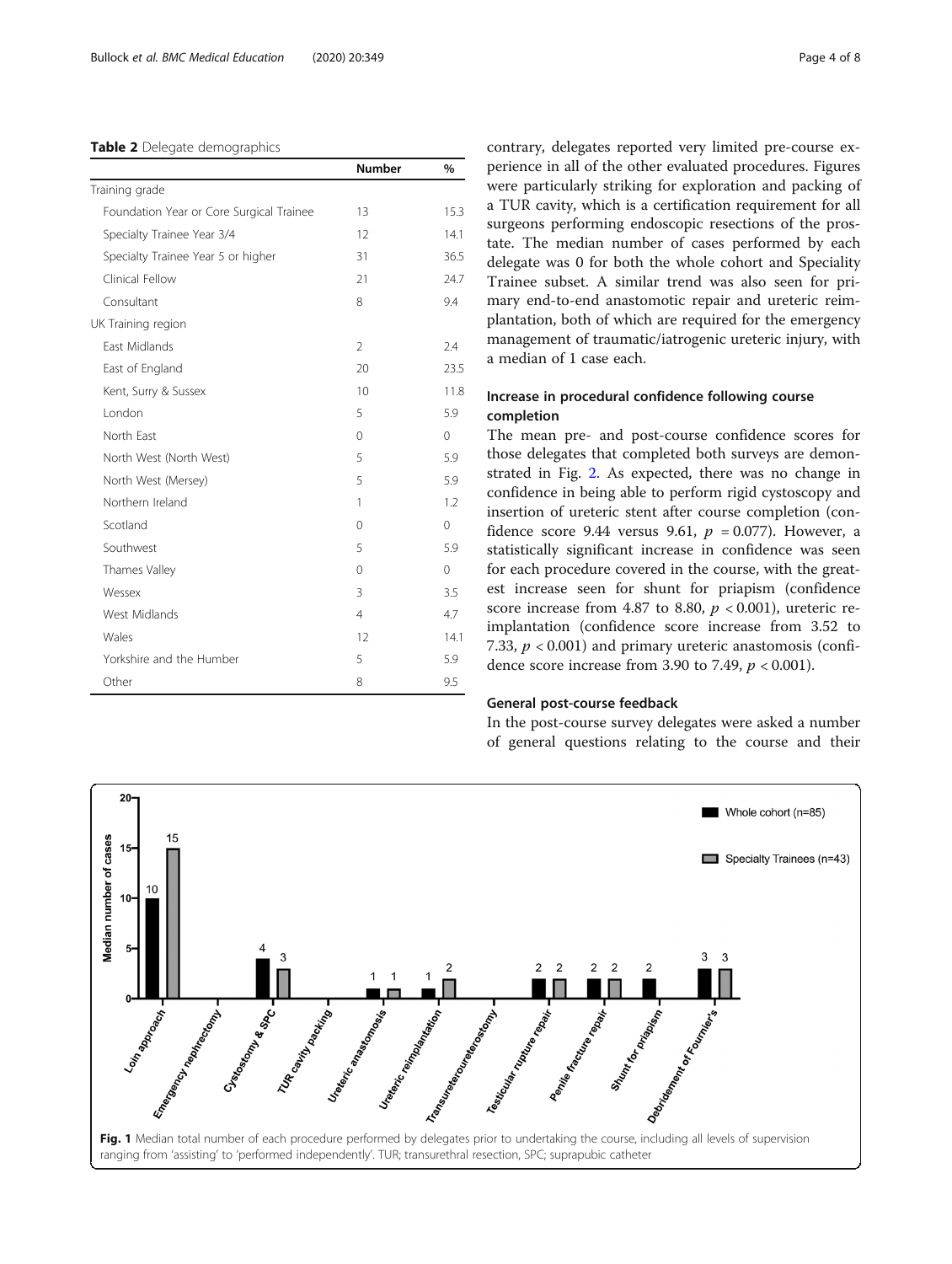**Table 2** Delegate demographics

| | Number | % |
|---|---|---|
| Training grade | | |
| Foundation Year or Core Surgical Trainee | 13 | 15.3 |
| Specialty Trainee Year 3/4 | 12 | 14.1 |
| Specialty Trainee Year 5 or higher | 31 | 36.5 |
| Clinical Fellow | 21 | 24.7 |
| Consultant | 8 | 9.4 |
| UK Training region | | |
| East Midlands | 2 | 2.4 |
| East of England | 20 | 23.5 |
| Kent, Surry & Sussex | 10 | 11.8 |
| London | 5 | 5.9 |
| North East | 0 | 0 |
| North West (North West) | 5 | 5.9 |
| North West (Mersey) | 5 | 5.9 |
| Northern Ireland | 1 | 1.2 |
| Scotland | 0 | 0 |
| Southwest | 5 | 5.9 |
| Thames Valley | 0 | 0 |
| Wessex | 3 | 3.5 |
| West Midlands | 4 | 4.7 |
| Wales | 12 | 14.1 |
| Yorkshire and the Humber | 5 | 5.9 |
| Other | 8 | 9.5 |

contrary, delegates reported very limited pre-course experience in all of the other evaluated procedures. Figures were particularly striking for exploration and packing of a TUR cavity, which is a certification requirement for all surgeons performing endoscopic resections of the prostate. The median number of cases performed by each delegate was 0 for both the whole cohort and Speciality Trainee subset. A similar trend was also seen for primary end-to-end anastomotic repair and ureteric reimplantation, both of which are required for the emergency management of traumatic/iatrogenic ureteric injury, with a median of 1 case each.

### Increase in procedural confidence following course completion

The mean pre- and post-course confidence scores for those delegates that completed both surveys are demonstrated in Fig. 2. As expected, there was no change in confidence in being able to perform rigid cystoscopy and insertion of ureteric stent after course completion (confidence score 9.44 versus 9.61, $p = 0.077$). However, a statistically significant increase in confidence was seen for each procedure covered in the course, with the greatest increase seen for shunt for priapism (confidence score increase from 4.87 to 8.80, $p < 0.001$), ureteric reimplantation (confidence score increase from 3.52 to 7.33, $p < 0.001$) and primary ureteric anastomosis (confidence score increase from 3.90 to 7.49, $p < 0.001$).

### General post-course feedback

In the post-course survey delegates were asked a number of general questions relating to the course and their

**Fig. 1** Median total number of each procedure performed by delegates prior to undertaking the course, including all levels of supervision ranging from 'assisting' to 'performed independently'. TUR; transurethral resection, SPC; suprapubic catheter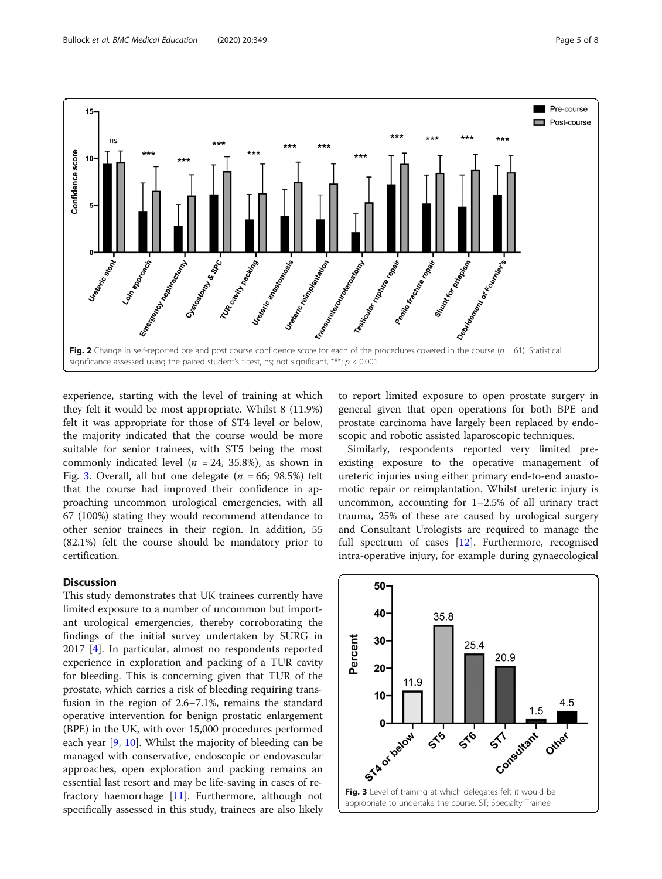Fig. 2 Change in self-reported pre and post course confidence score for each of the procedures covered in the course ($n$ = 61). Statistical significance assessed using the paired student's t-test, ns; not significant, ***; $p$ < 0.001

experience, starting with the level of training at which they felt it would be most appropriate. Whilst 8 (11.9%) felt it was appropriate for those of ST4 level or below, the majority indicated that the course would be more suitable for senior trainees, with ST5 being the most commonly indicated level ($n$ = 24, 35.8%), as shown in Fig. 3. Overall, all but one delegate ($n$ = 66; 98.5%) felt that the course had improved their confidence in approaching uncommon urological emergencies, with all 67 (100%) stating they would recommend attendance to other senior trainees in their region. In addition, 55 (82.1%) felt the course should be mandatory prior to certification.

## Discussion

This study demonstrates that UK trainees currently have limited exposure to a number of uncommon but important urological emergencies, thereby corroborating the findings of the initial survey undertaken by SURG in 2017 [4]. In particular, almost no respondents reported experience in exploration and packing of a TUR cavity for bleeding. This is concerning given that TUR of the prostate, which carries a risk of bleeding requiring transfusion in the region of 2.6–7.1%, remains the standard operative intervention for benign prostatic enlargement (BPE) in the UK, with over 15,000 procedures performed each year [9, 10]. Whilst the majority of bleeding can be managed with conservative, endoscopic or endovascular approaches, open exploration and packing remains an essential last resort and may be life-saving in cases of refractory haemorrhage [11]. Furthermore, although not specifically assessed in this study, trainees are also likely to report limited exposure to open prostate surgery in general given that open operations for both BPE and prostate carcinoma have largely been replaced by endoscopic and robotic assisted laparoscopic techniques.

Similarly, respondents reported very limited pre-existing exposure to the operative management of ureteric injuries using either primary end-to-end anastomotic repair or reimplantation. Whilst ureteric injury is uncommon, accounting for 1–2.5% of all urinary tract trauma, 25% of these are caused by urological surgery and Consultant Urologists are required to manage the full spectrum of cases [12]. Furthermore, recognised intra-operative injury, for example during gynaecological

Fig. 3 Level of training at which delegates felt it would be appropriate to undertake the course. ST; Specialty Trainee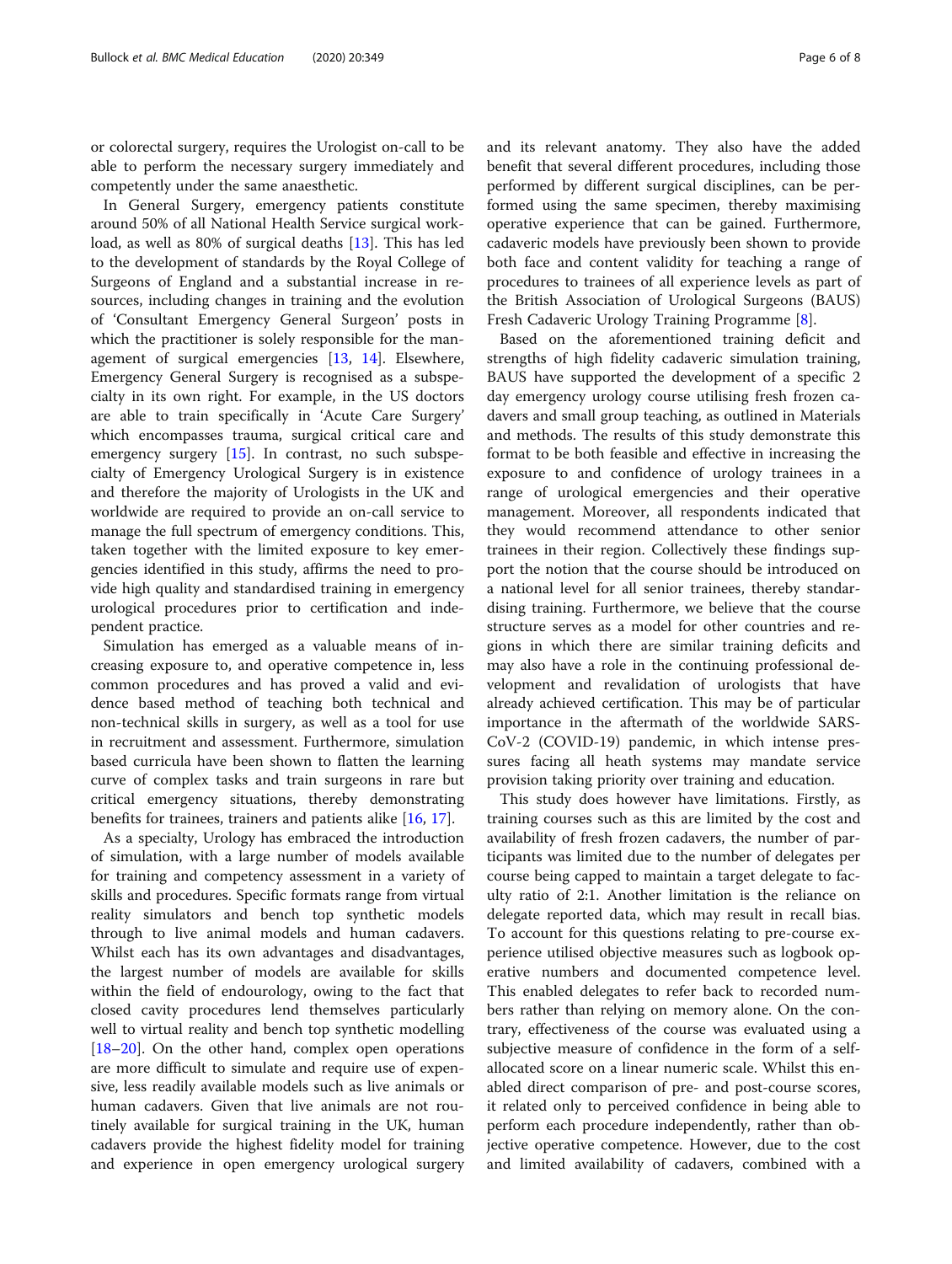or colorectal surgery, requires the Urologist on-call to be able to perform the necessary surgery immediately and competently under the same anaesthetic.

In General Surgery, emergency patients constitute around 50% of all National Health Service surgical workload, as well as 80% of surgical deaths [13]. This has led to the development of standards by the Royal College of Surgeons of England and a substantial increase in resources, including changes in training and the evolution of 'Consultant Emergency General Surgeon' posts in which the practitioner is solely responsible for the management of surgical emergencies [13, 14]. Elsewhere, Emergency General Surgery is recognised as a subspecialty in its own right. For example, in the US doctors are able to train specifically in 'Acute Care Surgery' which encompasses trauma, surgical critical care and emergency surgery [15]. In contrast, no such subspecialty of Emergency Urological Surgery is in existence and therefore the majority of Urologists in the UK and worldwide are required to provide an on-call service to manage the full spectrum of emergency conditions. This, taken together with the limited exposure to key emergencies identified in this study, affirms the need to provide high quality and standardised training in emergency urological procedures prior to certification and independent practice.

Simulation has emerged as a valuable means of increasing exposure to, and operative competence in, less common procedures and has proved a valid and evidence based method of teaching both technical and non-technical skills in surgery, as well as a tool for use in recruitment and assessment. Furthermore, simulation based curricula have been shown to flatten the learning curve of complex tasks and train surgeons in rare but critical emergency situations, thereby demonstrating benefits for trainees, trainers and patients alike [16, 17].

As a specialty, Urology has embraced the introduction of simulation, with a large number of models available for training and competency assessment in a variety of skills and procedures. Specific formats range from virtual reality simulators and bench top synthetic models through to live animal models and human cadavers. Whilst each has its own advantages and disadvantages, the largest number of models are available for skills within the field of endourology, owing to the fact that closed cavity procedures lend themselves particularly well to virtual reality and bench top synthetic modelling [18–20]. On the other hand, complex open operations are more difficult to simulate and require use of expensive, less readily available models such as live animals or human cadavers. Given that live animals are not routinely available for surgical training in the UK, human cadavers provide the highest fidelity model for training and experience in open emergency urological surgery and its relevant anatomy. They also have the added benefit that several different procedures, including those performed by different surgical disciplines, can be performed using the same specimen, thereby maximising operative experience that can be gained. Furthermore, cadaveric models have previously been shown to provide both face and content validity for teaching a range of procedures to trainees of all experience levels as part of the British Association of Urological Surgeons (BAUS) Fresh Cadaveric Urology Training Programme [8].

Based on the aforementioned training deficit and strengths of high fidelity cadaveric simulation training, BAUS have supported the development of a specific 2 day emergency urology course utilising fresh frozen cadavers and small group teaching, as outlined in Materials and methods. The results of this study demonstrate this format to be both feasible and effective in increasing the exposure to and confidence of urology trainees in a range of urological emergencies and their operative management. Moreover, all respondents indicated that they would recommend attendance to other senior trainees in their region. Collectively these findings support the notion that the course should be introduced on a national level for all senior trainees, thereby standardising training. Furthermore, we believe that the course structure serves as a model for other countries and regions in which there are similar training deficits and may also have a role in the continuing professional development and revalidation of urologists that have already achieved certification. This may be of particular importance in the aftermath of the worldwide SARS-CoV-2 (COVID-19) pandemic, in which intense pressures facing all heath systems may mandate service provision taking priority over training and education.

This study does however have limitations. Firstly, as training courses such as this are limited by the cost and availability of fresh frozen cadavers, the number of participants was limited due to the number of delegates per course being capped to maintain a target delegate to faculty ratio of 2:1. Another limitation is the reliance on delegate reported data, which may result in recall bias. To account for this questions relating to pre-course experience utilised objective measures such as logbook operative numbers and documented competence level. This enabled delegates to refer back to recorded numbers rather than relying on memory alone. On the contrary, effectiveness of the course was evaluated using a subjective measure of confidence in the form of a self-allocated score on a linear numeric scale. Whilst this enabled direct comparison of pre- and post-course scores, it related only to perceived confidence in being able to perform each procedure independently, rather than objective operative competence. However, due to the cost and limited availability of cadavers, combined with a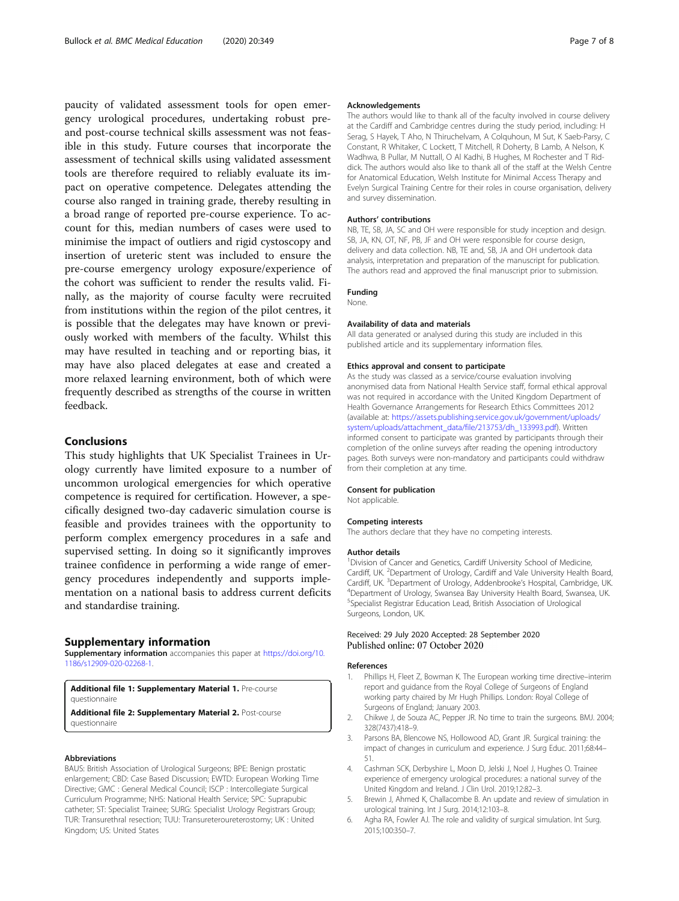paucity of validated assessment tools for open emergency urological procedures, undertaking robust pre- and post-course technical skills assessment was not feasible in this study. Future courses that incorporate the assessment of technical skills using validated assessment tools are therefore required to reliably evaluate its impact on operative competence. Delegates attending the course also ranged in training grade, thereby resulting in a broad range of reported pre-course experience. To account for this, median numbers of cases were used to minimise the impact of outliers and rigid cystoscopy and insertion of ureteric stent was included to ensure the pre-course emergency urology exposure/experience of the cohort was sufficient to render the results valid. Finally, as the majority of course faculty were recruited from institutions within the region of the pilot centres, it is possible that the delegates may have known or previously worked with members of the faculty. Whilst this may have resulted in teaching and or reporting bias, it may have also placed delegates at ease and created a more relaxed learning environment, both of which were frequently described as strengths of the course in written feedback.

## Conclusions

This study highlights that UK Specialist Trainees in Urology currently have limited exposure to a number of uncommon urological emergencies for which operative competence is required for certification. However, a specifically designed two-day cadaveric simulation course is feasible and provides trainees with the opportunity to perform complex emergency procedures in a safe and supervised setting. In doing so it significantly improves trainee confidence in performing a wide range of emergency procedures independently and supports implementation on a national basis to address current deficits and standardise training.

## Supplementary information

**Supplementary information** accompanies this paper at https://doi.org/10.1186/s12909-020-02268-1.

**Additional file 1: Supplementary Material 1.** Pre-course questionnaire

**Additional file 2: Supplementary Material 2.** Post-course questionnaire

#### Abbreviations

BAUS: British Association of Urological Surgeons; BPE: Benign prostatic enlargement; CBD: Case Based Discussion; EWTD: European Working Time Directive; GMC : General Medical Council; ISCP : Intercollegiate Surgical Curriculum Programme; NHS: National Health Service; SPC: Suprapubic catheter; ST: Specialist Trainee; SURG: Specialist Urology Registrars Group; TUR: Transurethral resection; TUU: Transureteroureterostomy; UK : United Kingdom; US: United States

#### Acknowledgements

The authors would like to thank all of the faculty involved in course delivery at the Cardiff and Cambridge centres during the study period, including: H Serag, S Hayek, T Aho, N Thiruchelvam, A Colquhoun, M Sut, K Saeb-Parsy, C Constant, R Whitaker, C Lockett, T Mitchell, R Doherty, B Lamb, A Nelson, K Wadhwa, B Pullar, M Nuttall, O Al Kadhi, B Hughes, M Rochester and T Riddick. The authors would also like to thank all of the staff at the Welsh Centre for Anatomical Education, Welsh Institute for Minimal Access Therapy and Evelyn Surgical Training Centre for their roles in course organisation, delivery and survey dissemination.

#### Authors' contributions

NB, TE, SB, JA, SC and OH were responsible for study inception and design. SB, JA, KN, OT, NF, PB, JF and OH were responsible for course design, delivery and data collection. NB, TE and, SB, JA and OH undertook data analysis, interpretation and preparation of the manuscript for publication. The authors read and approved the final manuscript prior to submission.

#### Funding

None.

#### Availability of data and materials

All data generated or analysed during this study are included in this published article and its supplementary information files.

#### Ethics approval and consent to participate

As the study was classed as a service/course evaluation involving anonymised data from National Health Service staff, formal ethical approval was not required in accordance with the United Kingdom Department of Health Governance Arrangements for Research Ethics Committees 2012 (available at: https://assets.publishing.service.gov.uk/government/uploads/system/uploads/attachment_data/file/213753/dh_133993.pdf). Written informed consent to participate was granted by participants through their completion of the online surveys after reading the opening introductory pages. Both surveys were non-mandatory and participants could withdraw from their completion at any time.

#### Consent for publication

Not applicable.

#### Competing interests

The authors declare that they have no competing interests.

#### Author details

[1]Division of Cancer and Genetics, Cardiff University School of Medicine, Cardiff, UK. [2]Department of Urology, Cardiff and Vale University Health Board, Cardiff, UK. [3]Department of Urology, Addenbrooke's Hospital, Cambridge, UK. [4]Department of Urology, Swansea Bay University Health Board, Swansea, UK. [5]Specialist Registrar Education Lead, British Association of Urological Surgeons, London, UK.

Received: 29 July 2020 Accepted: 28 September 2020
Published online: 07 October 2020

#### References

1. Phillips H, Fleet Z, Bowman K. The European working time directive–interim report and guidance from the Royal College of Surgeons of England working party chaired by Mr Hugh Phillips. London: Royal College of Surgeons of England; January 2003.
2. Chikwe J, de Souza AC, Pepper JR. No time to train the surgeons. BMJ. 2004; 328(7437):418–9.
3. Parsons BA, Blencowe NS, Hollowood AD, Grant JR. Surgical training: the impact of changes in curriculum and experience. J Surg Educ. 2011;68:44–51.
4. Cashman SCK, Derbyshire L, Moon D, Jelski J, Noel J, Hughes O. Trainee experience of emergency urological procedures: a national survey of the United Kingdom and Ireland. J Clin Urol. 2019;12:82–3.
5. Brewin J, Ahmed K, Challacombe B. An update and review of simulation in urological training. Int J Surg. 2014;12:103–8.
6. Agha RA, Fowler AJ. The role and validity of surgical simulation. Int Surg. 2015;100:350–7.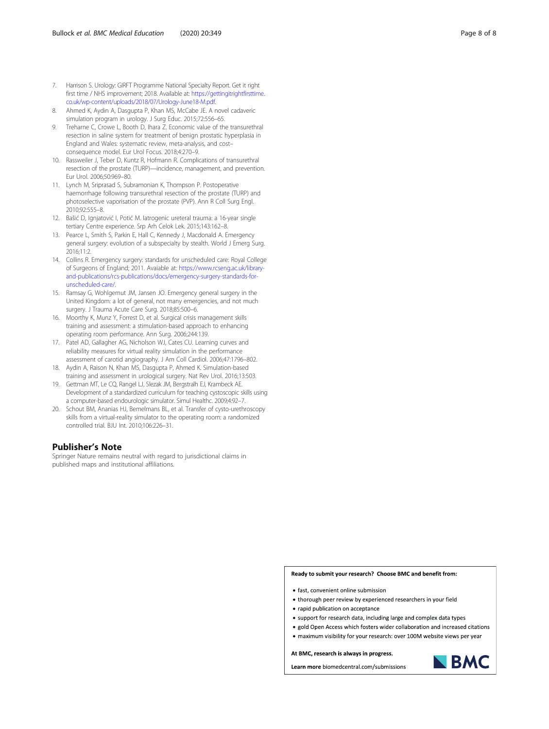7. Harrison S. Urology: GIRFT Programme National Specialty Report. Get it right first time / NHS improvement; 2018. Available at: https://gettingitrightfirsttime.co.uk/wp-content/uploads/2018/07/Urology-June18-M.pdf.
8. Ahmed K, Aydin A, Dasgupta P, Khan MS, McCabe JE. A novel cadaveric simulation program in urology. J Surg Educ. 2015;72:556–65.
9. Treharne C, Crowe L, Booth D, Ihara Z. Economic value of the transurethral resection in saline system for treatment of benign prostatic hyperplasia in England and Wales: systematic review, meta-analysis, and cost–consequence model. Eur Urol Focus. 2018;4:270–9.
10. Rassweiler J, Teber D, Kuntz R, Hofmann R. Complications of transurethral resection of the prostate (TURP)—incidence, management, and prevention. Eur Urol. 2006;50:969–80.
11. Lynch M, Sriprasad S, Subramonian K, Thompson P. Postoperative haemorrhage following transurethral resection of the prostate (TURP) and photoselective vaporisation of the prostate (PVP). Ann R Coll Surg Engl. 2010;92:555–8.
12. Bašić D, Ignjatović I, Potić M. Iatrogenic ureteral trauma: a 16-year single tertiary Centre experience. Srp Arh Celok Lek. 2015;143:162–8.
13. Pearce L, Smith S, Parkin E, Hall C, Kennedy J, Macdonald A. Emergency general surgery: evolution of a subspecialty by stealth. World J Emerg Surg. 2016;11:2.
14. Collins R. Emergency surgery: standards for unscheduled care: Royal College of Surgeons of England; 2011. Avaiable at: https://www.rcseng.ac.uk/library-and-publications/rcs-publications/docs/emergency-surgery-standards-for-unscheduled-care/.
15. Ramsay G, Wohlgemut JM, Jansen JO. Emergency general surgery in the United Kingdom: a lot of general, not many emergencies, and not much surgery. J Trauma Acute Care Surg. 2018;85:500–6.
16. Moorthy K, Munz Y, Forrest D, et al. Surgical crisis management skills training and assessment: a stimulation-based approach to enhancing operating room performance. Ann Surg. 2006;244:139.
17. Patel AD, Gallagher AG, Nicholson WJ, Cates CU. Learning curves and reliability measures for virtual reality simulation in the performance assessment of carotid angiography. J Am Coll Cardiol. 2006;47:1796–802.
18. Aydin A, Raison N, Khan MS, Dasgupta P, Ahmed K. Simulation-based training and assessment in urological surgery. Nat Rev Urol. 2016;13:503.
19. Gettman MT, Le CQ, Rangel LJ, Slezak JM, Bergstralh EJ, Krambeck AE. Development of a standardized curriculum for teaching cystoscopic skills using a computer-based endourologic simulator. Simul Healthc. 2009;4:92–7.
20. Schout BM, Ananias HJ, Bemelmans BL, et al. Transfer of cysto-urethroscopy skills from a virtual-reality simulator to the operating room: a randomized controlled trial. BJU Int. 2010;106:226–31.

## Publisher's Note

Springer Nature remains neutral with regard to jurisdictional claims in published maps and institutional affiliations.

**Ready to submit your research? Choose BMC and benefit from:**

- fast, convenient online submission
- thorough peer review by experienced researchers in your field
- rapid publication on acceptance
- support for research data, including large and complex data types
- gold Open Access which fosters wider collaboration and increased citations
- maximum visibility for your research: over 100M website views per year

**At BMC, research is always in progress.**

**Learn more** biomedcentral.com/submissions

BMC